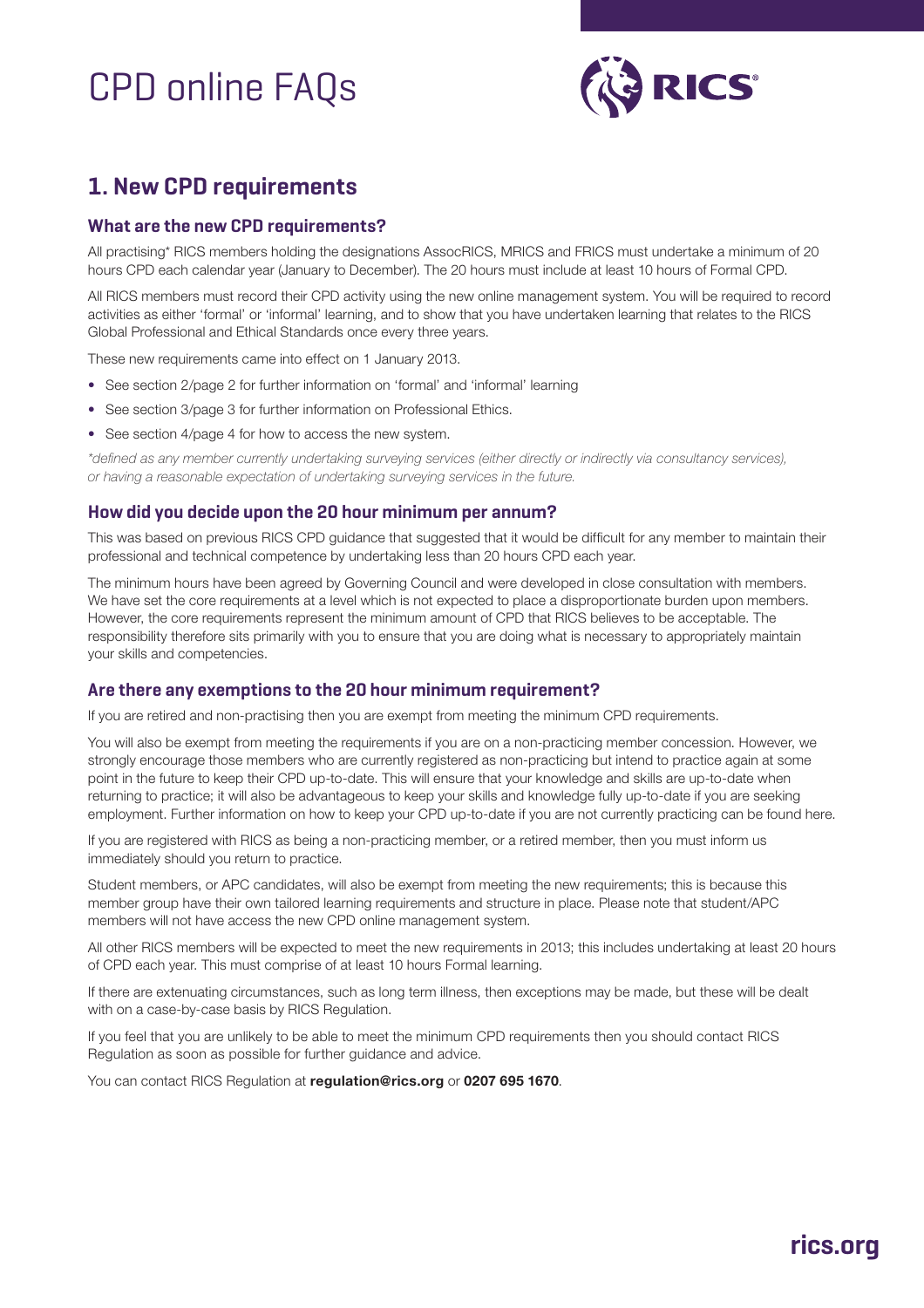# CPD online FAQs

## 1. New CPD requirements

### What are the new CPD requirements?

All practising* RICS members holding the designations AssocRICS, MRICS and FRICS must undertake a minimum of 20 hours CPD each calendar year (January to December). The 20 hours must include at least 10 hours of Formal CPD.

All RICS members must record their CPD activity using the new online management system. You will be required to record activities as either 'formal' or 'informal' learning, and to show that you have undertaken learning that relates to the RICS Global Professional and Ethical Standards once every three years.

These new requirements came into effect on 1 January 2013.

- See section 2/page 2 for further information on 'formal' and 'informal' learning
- See section 3/page 3 for further information on Professional Ethics.
- See section 4/page 4 for how to access the new system.

*\*defined as any member currently undertaking surveying services (either directly or indirectly via consultancy services), or having a reasonable expectation of undertaking surveying services in the future.*

### How did you decide upon the 20 hour minimum per annum?

This was based on previous RICS CPD guidance that suggested that it would be difficult for any member to maintain their professional and technical competence by undertaking less than 20 hours CPD each year.

The minimum hours have been agreed by Governing Council and were developed in close consultation with members. We have set the core requirements at a level which is not expected to place a disproportionate burden upon members. However, the core requirements represent the minimum amount of CPD that RICS believes to be acceptable. The responsibility therefore sits primarily with you to ensure that you are doing what is necessary to appropriately maintain your skills and competencies.

### Are there any exemptions to the 20 hour minimum requirement?

If you are retired and non-practising then you are exempt from meeting the minimum CPD requirements.

You will also be exempt from meeting the requirements if you are on a non-practicing member concession. However, we strongly encourage those members who are currently registered as non-practicing but intend to practice again at some point in the future to keep their CPD up-to-date. This will ensure that your knowledge and skills are up-to-date when returning to practice; it will also be advantageous to keep your skills and knowledge fully up-to-date if you are seeking employment. Further information on how to keep your CPD up-to-date if you are not currently practicing can be found here.

If you are registered with RICS as being a non-practicing member, or a retired member, then you must inform us immediately should you return to practice.

Student members, or APC candidates, will also be exempt from meeting the new requirements; this is because this member group have their own tailored learning requirements and structure in place. Please note that student/APC members will not have access the new CPD online management system.

All other RICS members will be expected to meet the new requirements in 2013; this includes undertaking at least 20 hours of CPD each year. This must comprise of at least 10 hours Formal learning.

If there are extenuating circumstances, such as long term illness, then exceptions may be made, but these will be dealt with on a case-by-case basis by RICS Regulation.

If you feel that you are unlikely to be able to meet the minimum CPD requirements then you should contact RICS Regulation as soon as possible for further guidance and advice.

You can contact RICS Regulation at **regulation@rics.org** or **0207 695 1670**.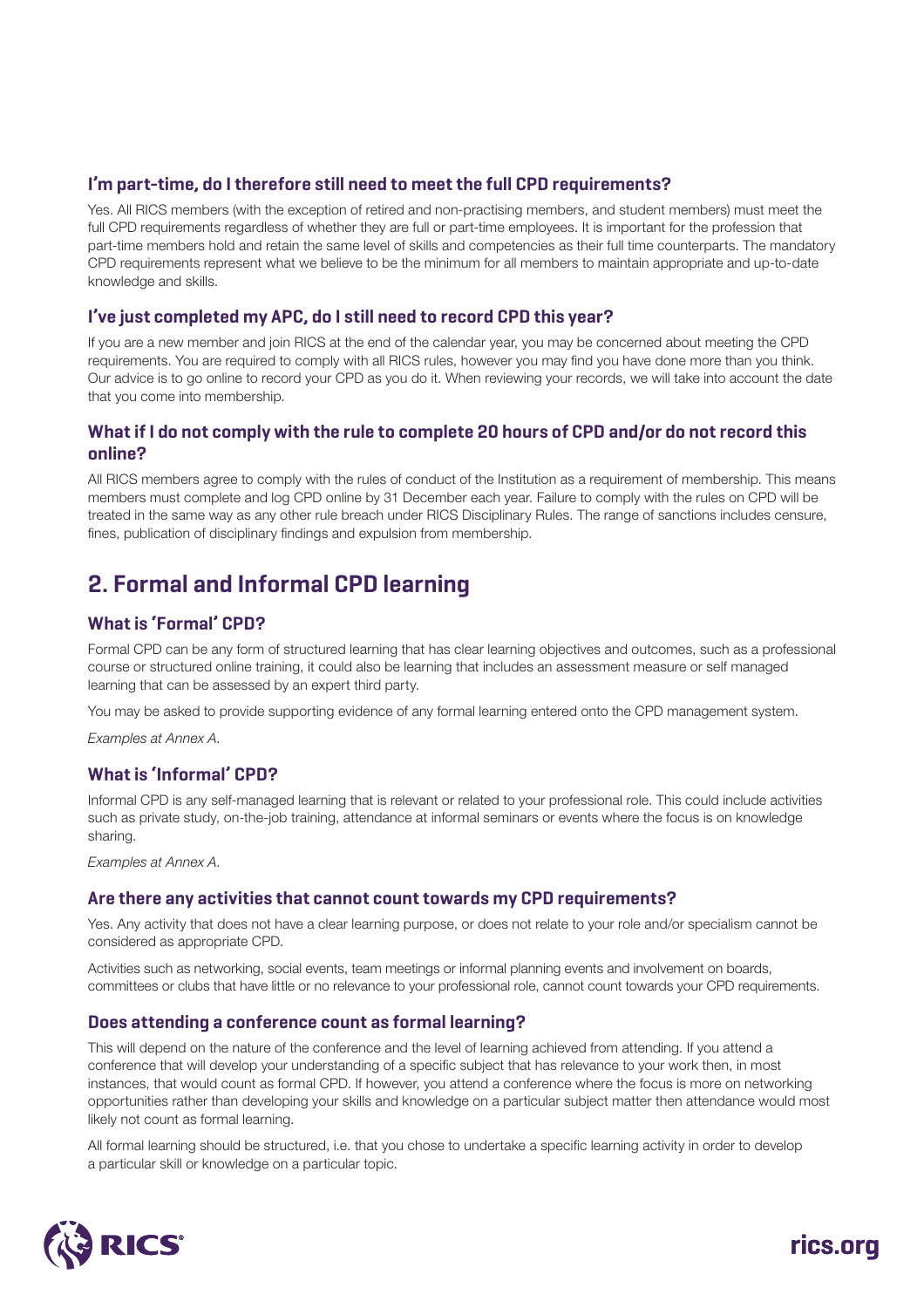### I'm part-time, do I therefore still need to meet the full CPD requirements?

Yes. All RICS members (with the exception of retired and non-practising members, and student members) must meet the full CPD requirements regardless of whether they are full or part-time employees. It is important for the profession that part-time members hold and retain the same level of skills and competencies as their full time counterparts. The mandatory CPD requirements represent what we believe to be the minimum for all members to maintain appropriate and up-to-date knowledge and skills.

### I've just completed my APC, do I still need to record CPD this year?

If you are a new member and join RICS at the end of the calendar year, you may be concerned about meeting the CPD requirements. You are required to comply with all RICS rules, however you may find you have done more than you think. Our advice is to go online to record your CPD as you do it. When reviewing your records, we will take into account the date that you come into membership.

### What if I do not comply with the rule to complete 20 hours of CPD and/or do not record this online?

All RICS members agree to comply with the rules of conduct of the Institution as a requirement of membership. This means members must complete and log CPD online by 31 December each year. Failure to comply with the rules on CPD will be treated in the same way as any other rule breach under RICS Disciplinary Rules. The range of sanctions includes censure, fines, publication of disciplinary findings and expulsion from membership.

## 2. Formal and Informal CPD learning

### What is 'Formal' CPD?

Formal CPD can be any form of structured learning that has clear learning objectives and outcomes, such as a professional course or structured online training, it could also be learning that includes an assessment measure or self managed learning that can be assessed by an expert third party.

You may be asked to provide supporting evidence of any formal learning entered onto the CPD management system.

*Examples at Annex A.*

### What is 'Informal' CPD?

Informal CPD is any self-managed learning that is relevant or related to your professional role. This could include activities such as private study, on-the-job training, attendance at informal seminars or events where the focus is on knowledge sharing.

*Examples at Annex A.*

### Are there any activities that cannot count towards my CPD requirements?

Yes. Any activity that does not have a clear learning purpose, or does not relate to your role and/or specialism cannot be considered as appropriate CPD.

Activities such as networking, social events, team meetings or informal planning events and involvement on boards, committees or clubs that have little or no relevance to your professional role, cannot count towards your CPD requirements.

### Does attending a conference count as formal learning?

This will depend on the nature of the conference and the level of learning achieved from attending. If you attend a conference that will develop your understanding of a specific subject that has relevance to your work then, in most instances, that would count as formal CPD. If however, you attend a conference where the focus is more on networking opportunities rather than developing your skills and knowledge on a particular subject matter then attendance would most likely not count as formal learning.

All formal learning should be structured, i.e. that you chose to undertake a specific learning activity in order to develop a particular skill or knowledge on a particular topic.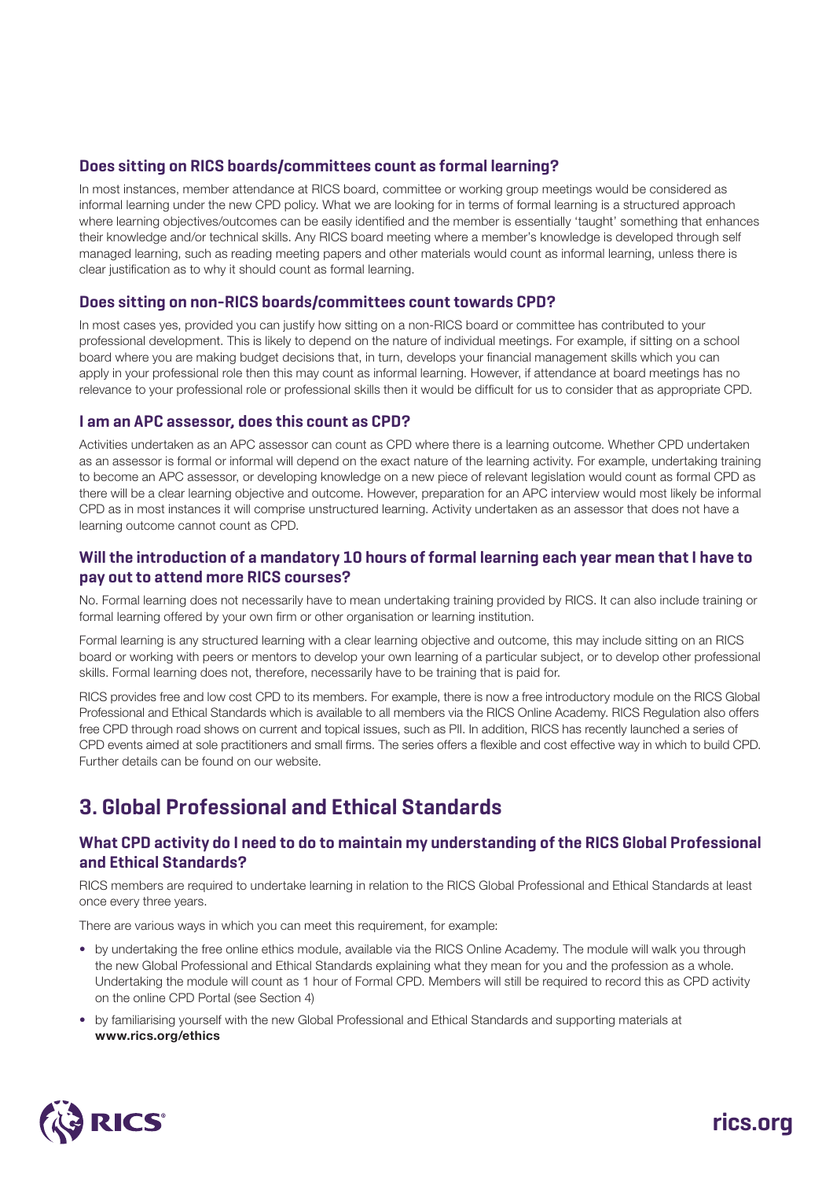### Does sitting on RICS boards/committees count as formal learning?

In most instances, member attendance at RICS board, committee or working group meetings would be considered as informal learning under the new CPD policy. What we are looking for in terms of formal learning is a structured approach where learning objectives/outcomes can be easily identified and the member is essentially 'taught' something that enhances their knowledge and/or technical skills. Any RICS board meeting where a member's knowledge is developed through self managed learning, such as reading meeting papers and other materials would count as informal learning, unless there is clear justification as to why it should count as formal learning.

### Does sitting on non-RICS boards/committees count towards CPD?

In most cases yes, provided you can justify how sitting on a non-RICS board or committee has contributed to your professional development. This is likely to depend on the nature of individual meetings. For example, if sitting on a school board where you are making budget decisions that, in turn, develops your financial management skills which you can apply in your professional role then this may count as informal learning. However, if attendance at board meetings has no relevance to your professional role or professional skills then it would be difficult for us to consider that as appropriate CPD.

### I am an APC assessor, does this count as CPD?

Activities undertaken as an APC assessor can count as CPD where there is a learning outcome. Whether CPD undertaken as an assessor is formal or informal will depend on the exact nature of the learning activity. For example, undertaking training to become an APC assessor, or developing knowledge on a new piece of relevant legislation would count as formal CPD as there will be a clear learning objective and outcome. However, preparation for an APC interview would most likely be informal CPD as in most instances it will comprise unstructured learning. Activity undertaken as an assessor that does not have a learning outcome cannot count as CPD.

### Will the introduction of a mandatory 10 hours of formal learning each year mean that I have to pay out to attend more RICS courses?

No. Formal learning does not necessarily have to mean undertaking training provided by RICS. It can also include training or formal learning offered by your own firm or other organisation or learning institution.

Formal learning is any structured learning with a clear learning objective and outcome, this may include sitting on an RICS board or working with peers or mentors to develop your own learning of a particular subject, or to develop other professional skills. Formal learning does not, therefore, necessarily have to be training that is paid for.

RICS provides free and low cost CPD to its members. For example, there is now a free introductory module on the RICS Global Professional and Ethical Standards which is available to all members via the RICS Online Academy. RICS Regulation also offers free CPD through road shows on current and topical issues, such as PII. In addition, RICS has recently launched a series of CPD events aimed at sole practitioners and small firms. The series offers a flexible and cost effective way in which to build CPD. Further details can be found on our website.

## 3. Global Professional and Ethical Standards

### What CPD activity do I need to do to maintain my understanding of the RICS Global Professional and Ethical Standards?

RICS members are required to undertake learning in relation to the RICS Global Professional and Ethical Standards at least once every three years.

There are various ways in which you can meet this requirement, for example:

- by undertaking the free online ethics module, available via the RICS Online Academy. The module will walk you through the new Global Professional and Ethical Standards explaining what they mean for you and the profession as a whole. Undertaking the module will count as 1 hour of Formal CPD. Members will still be required to record this as CPD activity on the online CPD Portal (see Section 4)
- by familiarising yourself with the new Global Professional and Ethical Standards and supporting materials at **www.rics.org/ethics**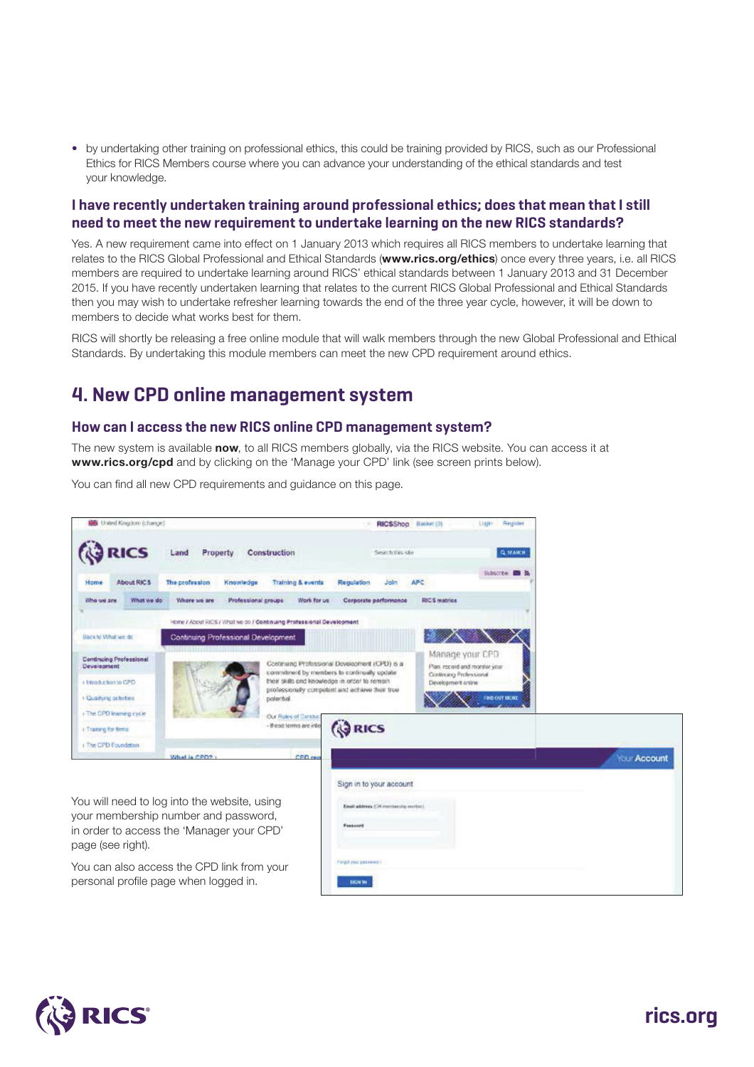- by undertaking other training on professional ethics, this could be training provided by RICS, such as our Professional Ethics for RICS Members course where you can advance your understanding of the ethical standards and test your knowledge.

### I have recently undertaken training around professional ethics; does that mean that I still need to meet the new requirement to undertake learning on the new RICS standards?

Yes. A new requirement came into effect on 1 January 2013 which requires all RICS members to undertake learning that relates to the RICS Global Professional and Ethical Standards (**www.rics.org/ethics**) once every three years, i.e. all RICS members are required to undertake learning around RICS' ethical standards between 1 January 2013 and 31 December 2015. If you have recently undertaken learning that relates to the current RICS Global Professional and Ethical Standards then you may wish to undertake refresher learning towards the end of the three year cycle, however, it will be down to members to decide what works best for them.

RICS will shortly be releasing a free online module that will walk members through the new Global Professional and Ethical Standards. By undertaking this module members can meet the new CPD requirement around ethics.

## 4. New CPD online management system

### How can I access the new RICS online CPD management system?

The new system is available **now**, to all RICS members globally, via the RICS website. You can access it at **www.rics.org/cpd** and by clicking on the 'Manage your CPD' link (see screen prints below).

You can find all new CPD requirements and guidance on this page.

You will need to log into the website, using your membership number and password, in order to access the 'Manager your CPD' page (see right).

You can also access the CPD link from your personal profile page when logged in.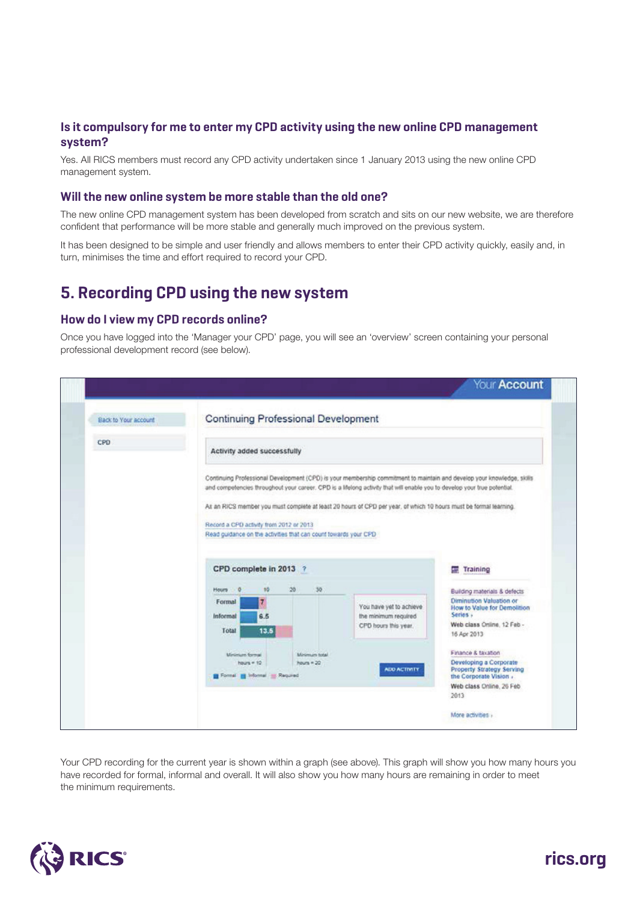### Is it compulsory for me to enter my CPD activity using the new online CPD management system?

Yes. All RICS members must record any CPD activity undertaken since 1 January 2013 using the new online CPD management system.

### Will the new online system be more stable than the old one?

The new online CPD management system has been developed from scratch and sits on our new website, we are therefore confident that performance will be more stable and generally much improved on the previous system.

It has been designed to be simple and user friendly and allows members to enter their CPD activity quickly, easily and, in turn, minimises the time and effort required to record your CPD.

## 5. Recording CPD using the new system

### How do I view my CPD records online?

Once you have logged into the 'Manager your CPD' page, you will see an 'overview' screen containing your personal professional development record (see below).

Your CPD recording for the current year is shown within a graph (see above). This graph will show you how many hours you have recorded for formal, informal and overall. It will also show you how many hours are remaining in order to meet the minimum requirements.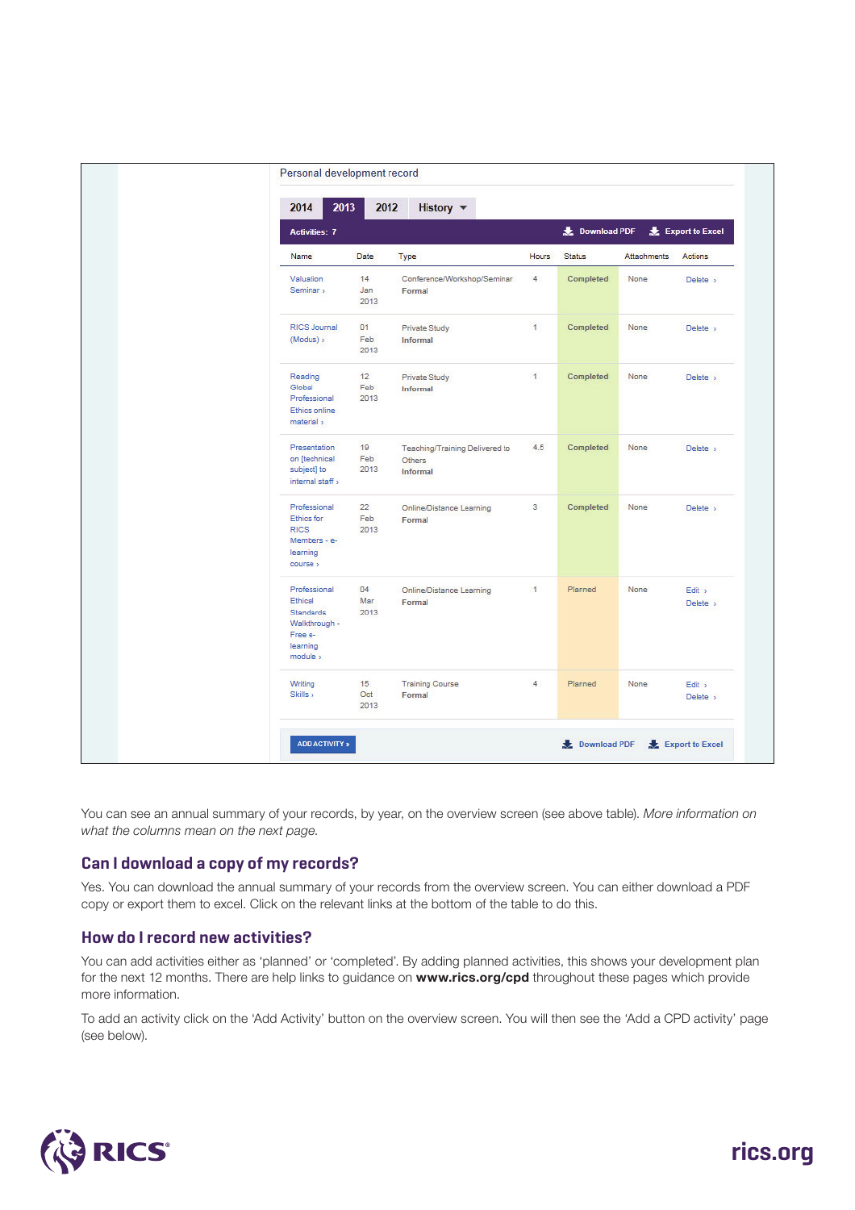Personal development record

2014 | 2013 | 2012 | History

Activities: 7 — Download PDF — Export to Excel

| Name | Date | Type | Hours | Status | Attachments | Actions |
|---|---|---|---|---|---|---|
| Valuation Seminar › | 14 Jan 2013 | Conference/Workshop/Seminar **Formal** | 4 | Completed | None | Delete › |
| RICS Journal (Modus) › | 01 Feb 2013 | Private Study **Informal** | 1 | Completed | None | Delete › |
| Reading Global Professional Ethics online material › | 12 Feb 2013 | Private Study **Informal** | 1 | Completed | None | Delete › |
| Presentation on [technical subject] to internal staff › | 19 Feb 2013 | Teaching/Training Delivered to Others **Informal** | 4.5 | Completed | None | Delete › |
| Professional Ethics for RICS Members - e-learning course › | 22 Feb 2013 | Online/Distance Learning **Formal** | 3 | Completed | None | Delete › |
| Professional Ethical Standards Walkthrough - Free e-learning module › | 04 Mar 2013 | Online/Distance Learning **Formal** | 1 | Planned | None | Edit › Delete › |
| Writing Skills › | 15 Oct 2013 | Training Course **Formal** | 4 | Planned | None | Edit › Delete › |

ADD ACTIVITY » — Download PDF — Export to Excel

You can see an annual summary of your records, by year, on the overview screen (see above table). *More information on what the columns mean on the next page.*

## Can I download a copy of my records?

Yes. You can download the annual summary of your records from the overview screen. You can either download a PDF copy or export them to excel. Click on the relevant links at the bottom of the table to do this.

## How do I record new activities?

You can add activities either as 'planned' or 'completed'. By adding planned activities, this shows your development plan for the next 12 months. There are help links to guidance on **www.rics.org/cpd** throughout these pages which provide more information.

To add an activity click on the 'Add Activity' button on the overview screen. You will then see the 'Add a CPD activity' page (see below).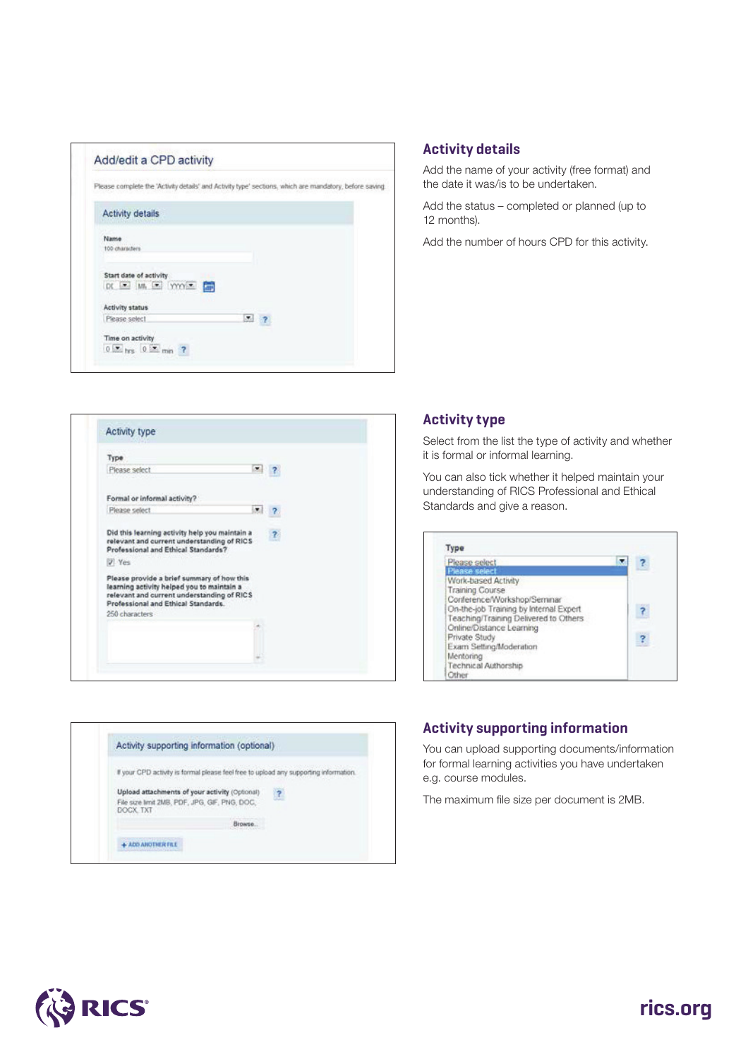## Activity details

Add the name of your activity (free format) and the date it was/is to be undertaken.

Add the status – completed or planned (up to 12 months).

Add the number of hours CPD for this activity.

## Activity type

Select from the list the type of activity and whether it is formal or informal learning.

You can also tick whether it helped maintain your understanding of RICS Professional and Ethical Standards and give a reason.

## Activity supporting information

You can upload supporting documents/information for formal learning activities you have undertaken e.g. course modules.

The maximum file size per document is 2MB.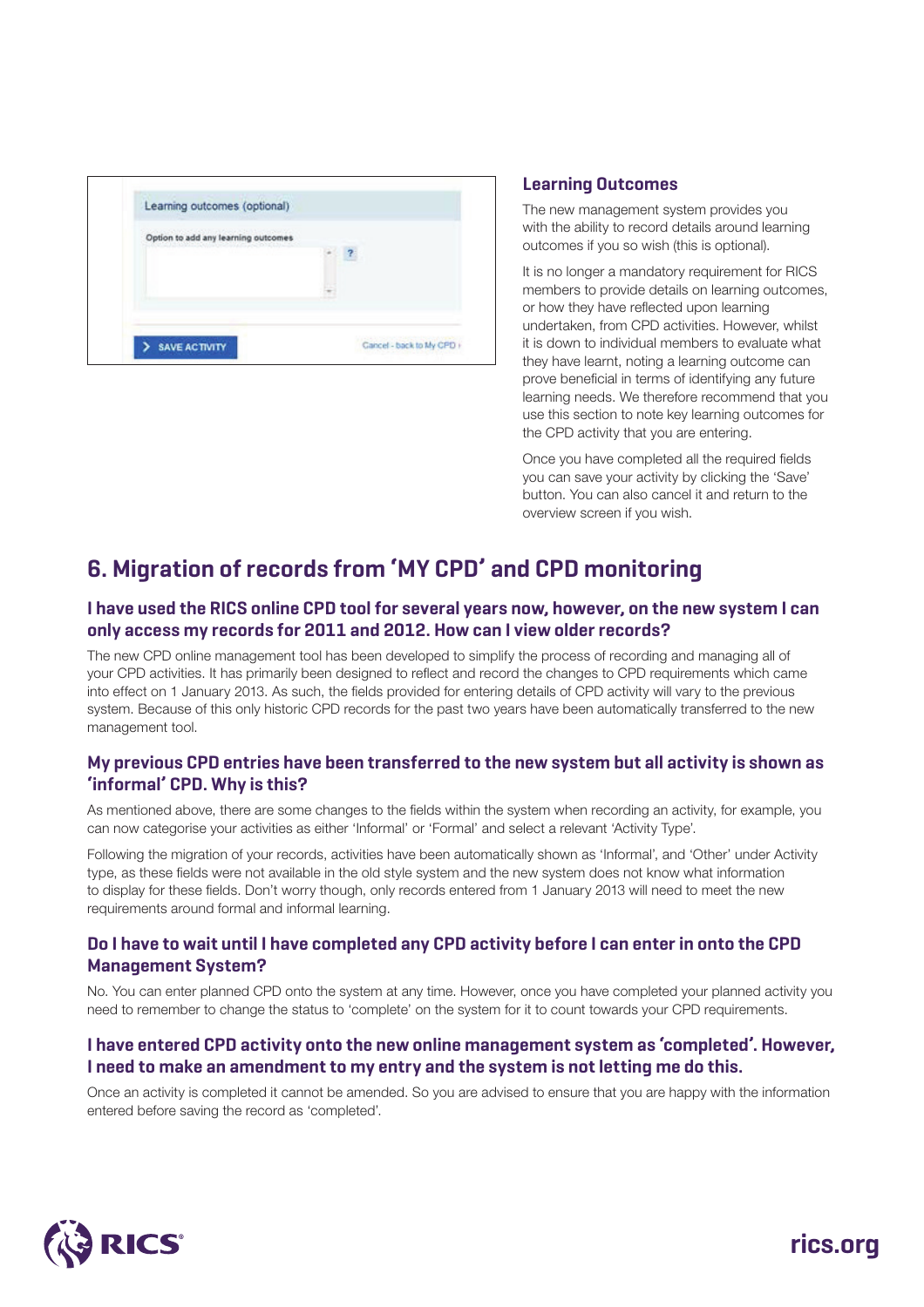### Learning Outcomes

The new management system provides you with the ability to record details around learning outcomes if you so wish (this is optional).

It is no longer a mandatory requirement for RICS members to provide details on learning outcomes, or how they have reflected upon learning undertaken, from CPD activities. However, whilst it is down to individual members to evaluate what they have learnt, noting a learning outcome can prove beneficial in terms of identifying any future learning needs. We therefore recommend that you use this section to note key learning outcomes for the CPD activity that you are entering.

Once you have completed all the required fields you can save your activity by clicking the 'Save' button. You can also cancel it and return to the overview screen if you wish.

## 6. Migration of records from 'MY CPD' and CPD monitoring

### I have used the RICS online CPD tool for several years now, however, on the new system I can only access my records for 2011 and 2012. How can I view older records?

The new CPD online management tool has been developed to simplify the process of recording and managing all of your CPD activities. It has primarily been designed to reflect and record the changes to CPD requirements which came into effect on 1 January 2013. As such, the fields provided for entering details of CPD activity will vary to the previous system. Because of this only historic CPD records for the past two years have been automatically transferred to the new management tool.

### My previous CPD entries have been transferred to the new system but all activity is shown as 'informal' CPD. Why is this?

As mentioned above, there are some changes to the fields within the system when recording an activity, for example, you can now categorise your activities as either 'Informal' or 'Formal' and select a relevant 'Activity Type'.

Following the migration of your records, activities have been automatically shown as 'Informal', and 'Other' under Activity type, as these fields were not available in the old style system and the new system does not know what information to display for these fields. Don't worry though, only records entered from 1 January 2013 will need to meet the new requirements around formal and informal learning.

### Do I have to wait until I have completed any CPD activity before I can enter in onto the CPD Management System?

No. You can enter planned CPD onto the system at any time. However, once you have completed your planned activity you need to remember to change the status to 'complete' on the system for it to count towards your CPD requirements.

### I have entered CPD activity onto the new online management system as 'completed'. However, I need to make an amendment to my entry and the system is not letting me do this.

Once an activity is completed it cannot be amended. So you are advised to ensure that you are happy with the information entered before saving the record as 'completed'.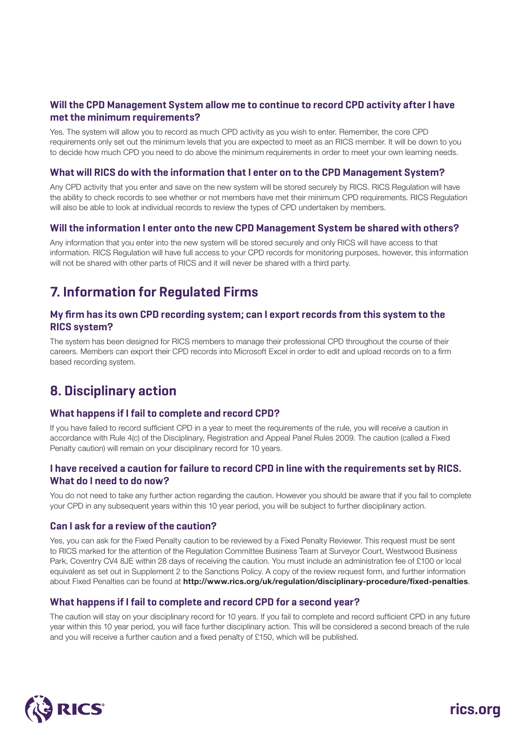### Will the CPD Management System allow me to continue to record CPD activity after I have met the minimum requirements?

Yes. The system will allow you to record as much CPD activity as you wish to enter. Remember, the core CPD requirements only set out the minimum levels that you are expected to meet as an RICS member. It will be down to you to decide how much CPD you need to do above the minimum requirements in order to meet your own learning needs.

### What will RICS do with the information that I enter on to the CPD Management System?

Any CPD activity that you enter and save on the new system will be stored securely by RICS. RICS Regulation will have the ability to check records to see whether or not members have met their minimum CPD requirements. RICS Regulation will also be able to look at individual records to review the types of CPD undertaken by members.

### Will the information I enter onto the new CPD Management System be shared with others?

Any information that you enter into the new system will be stored securely and only RICS will have access to that information. RICS Regulation will have full access to your CPD records for monitoring purposes, however, this information will not be shared with other parts of RICS and it will never be shared with a third party.

## 7. Information for Regulated Firms

### My firm has its own CPD recording system; can I export records from this system to the RICS system?

The system has been designed for RICS members to manage their professional CPD throughout the course of their careers. Members can export their CPD records into Microsoft Excel in order to edit and upload records on to a firm based recording system.

## 8. Disciplinary action

### What happens if I fail to complete and record CPD?

If you have failed to record sufficient CPD in a year to meet the requirements of the rule, you will receive a caution in accordance with Rule 4(c) of the Disciplinary, Registration and Appeal Panel Rules 2009. The caution (called a Fixed Penalty caution) will remain on your disciplinary record for 10 years.

### I have received a caution for failure to record CPD in line with the requirements set by RICS. What do I need to do now?

You do not need to take any further action regarding the caution. However you should be aware that if you fail to complete your CPD in any subsequent years within this 10 year period, you will be subject to further disciplinary action.

### Can I ask for a review of the caution?

Yes, you can ask for the Fixed Penalty caution to be reviewed by a Fixed Penalty Reviewer. This request must be sent to RICS marked for the attention of the Regulation Committee Business Team at Surveyor Court, Westwood Business Park, Coventry CV4 8JE within 28 days of receiving the caution. You must include an administration fee of £100 or local equivalent as set out in Supplement 2 to the Sanctions Policy. A copy of the review request form, and further information about Fixed Penalties can be found at **http://www.rics.org/uk/regulation/disciplinary-procedure/fixed-penalties**.

### What happens if I fail to complete and record CPD for a second year?

The caution will stay on your disciplinary record for 10 years. If you fail to complete and record sufficient CPD in any future year within this 10 year period, you will face further disciplinary action. This will be considered a second breach of the rule and you will receive a further caution and a fixed penalty of £150, which will be published.